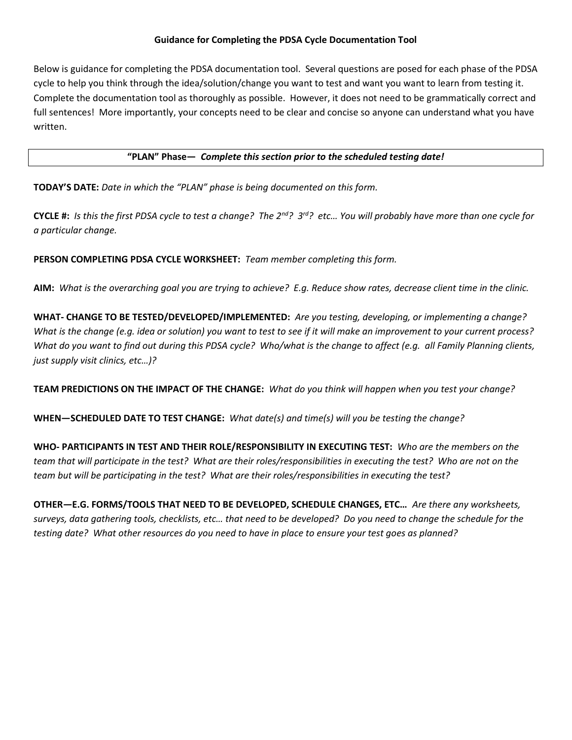# Guidance for Completing the PDSA Cycle Documentation Tool

Below is guidance for completing the PDSA documentation tool. Several questions are posed for each phase of the PDSA cycle to help you think through the idea/solution/change you want to test and want you want to learn from testing it. Complete the documentation tool as thoroughly as possible. However, it does not need to be grammatically correct and full sentences! More importantly, your concepts need to be clear and concise so anyone can understand what you have written.

## "PLAN" Phase— *Complete this section prior to the scheduled testing date!*

**TODAY'S DATE:** *Date in which the "PLAN" phase is being documented on this form.*

**CYCLE #:** *Is this the first PDSA cycle to test a change? The 2nd? 3rd? etc… You will probably have more than one cycle for a particular change.*

**PERSON COMPLETING PDSA CYCLE WORKSHEET:** *Team member completing this form.*

**AIM:** *What is the overarching goal you are trying to achieve? E.g. Reduce show rates, decrease client time in the clinic.*

**WHAT- CHANGE TO BE TESTED/DEVELOPED/IMPLEMENTED:** *Are you testing, developing, or implementing a change? What is the change (e.g. idea or solution) you want to test to see if it will make an improvement to your current process? What do you want to find out during this PDSA cycle? Who/what is the change to affect (e.g. all Family Planning clients, just supply visit clinics, etc…)?*

**TEAM PREDICTIONS ON THE IMPACT OF THE CHANGE:** *What do you think will happen when you test your change?*

**WHEN—SCHEDULED DATE TO TEST CHANGE:** *What date(s) and time(s) will you be testing the change?*

**WHO- PARTICIPANTS IN TEST AND THEIR ROLE/RESPONSIBILITY IN EXECUTING TEST:** *Who are the members on the team that will participate in the test? What are their roles/responsibilities in executing the test? Who are not on the team but will be participating in the test? What are their roles/responsibilities in executing the test?*

**OTHER—E.G. FORMS/TOOLS THAT NEED TO BE DEVELOPED, SCHEDULE CHANGES, ETC…** *Are there any worksheets, surveys, data gathering tools, checklists, etc… that need to be developed? Do you need to change the schedule for the testing date? What other resources do you need to have in place to ensure your test goes as planned?*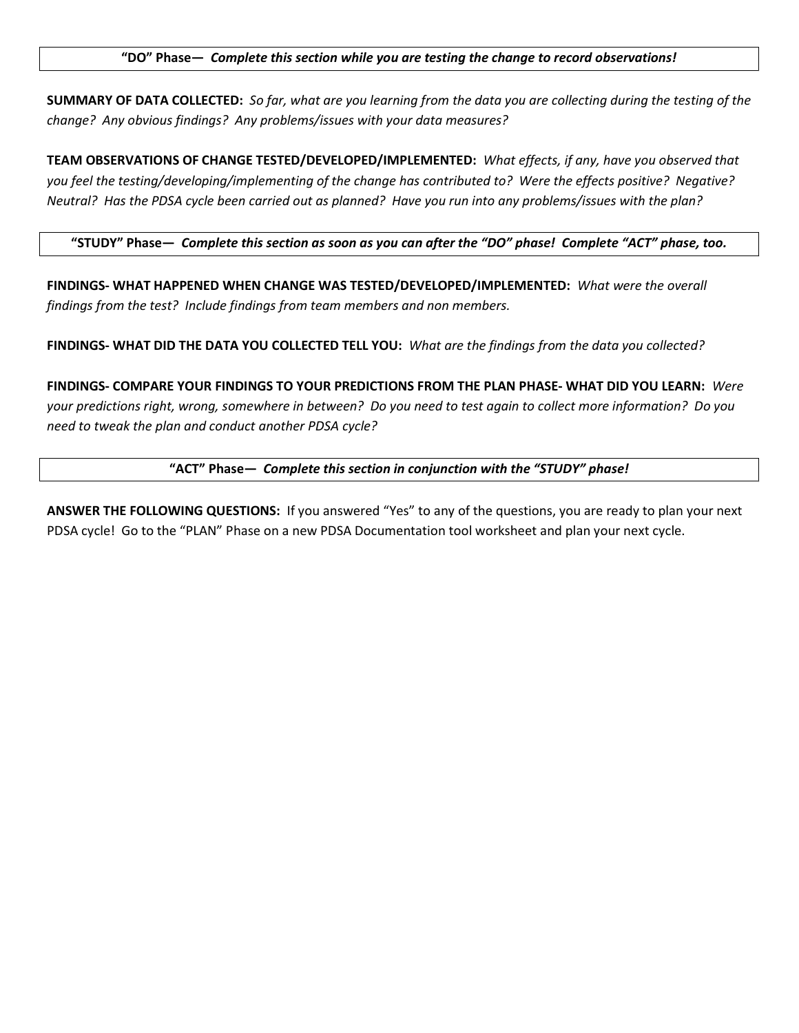**"DO" Phase—** ***Complete this section while you are testing the change to record observations!***

**SUMMARY OF DATA COLLECTED:** *So far, what are you learning from the data you are collecting during the testing of the change? Any obvious findings? Any problems/issues with your data measures?*

**TEAM OBSERVATIONS OF CHANGE TESTED/DEVELOPED/IMPLEMENTED:** *What effects, if any, have you observed that you feel the testing/developing/implementing of the change has contributed to? Were the effects positive? Negative? Neutral? Has the PDSA cycle been carried out as planned? Have you run into any problems/issues with the plan?*

**"STUDY" Phase—** ***Complete this section as soon as you can after the "DO" phase! Complete "ACT" phase, too.***

**FINDINGS- WHAT HAPPENED WHEN CHANGE WAS TESTED/DEVELOPED/IMPLEMENTED:** *What were the overall findings from the test? Include findings from team members and non members.*

**FINDINGS- WHAT DID THE DATA YOU COLLECTED TELL YOU:** *What are the findings from the data you collected?*

**FINDINGS- COMPARE YOUR FINDINGS TO YOUR PREDICTIONS FROM THE PLAN PHASE- WHAT DID YOU LEARN:** *Were your predictions right, wrong, somewhere in between? Do you need to test again to collect more information? Do you need to tweak the plan and conduct another PDSA cycle?*

**"ACT" Phase—** ***Complete this section in conjunction with the "STUDY" phase!***

**ANSWER THE FOLLOWING QUESTIONS:** If you answered "Yes" to any of the questions, you are ready to plan your next PDSA cycle! Go to the "PLAN" Phase on a new PDSA Documentation tool worksheet and plan your next cycle.